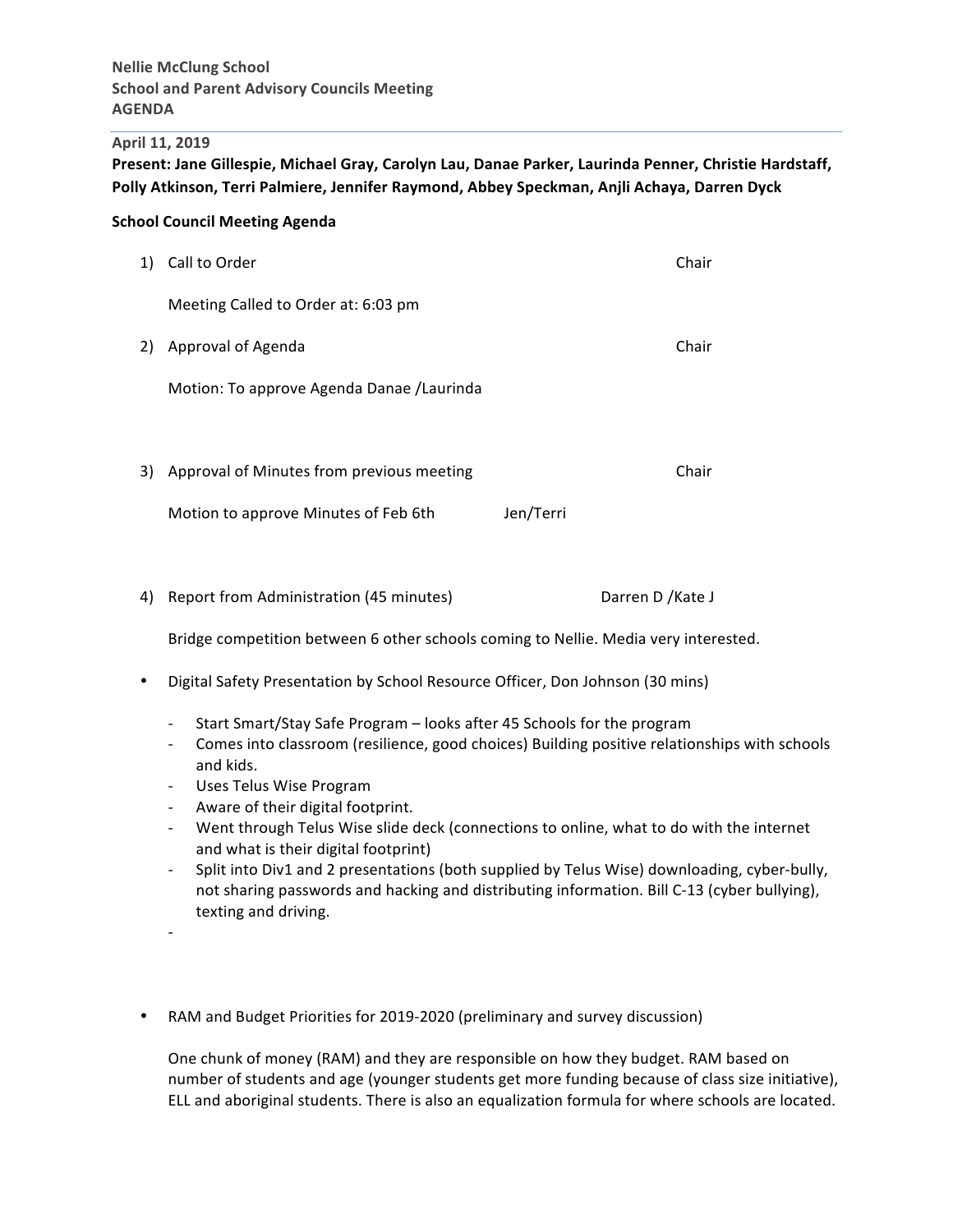**Nellie McClung School**
**School and Parent Advisory Councils Meeting**
**AGENDA**

**April 11, 2019**

**Present: Jane Gillespie, Michael Gray, Carolyn Lau, Danae Parker, Laurinda Penner, Christie Hardstaff, Polly Atkinson, Terri Palmiere, Jennifer Raymond, Abbey Speckman, Anjli Achaya, Darren Dyck**

**School Council Meeting Agenda**

1) Call to Order — Chair

   Meeting Called to Order at: 6:03 pm

2) Approval of Agenda — Chair

   Motion: To approve Agenda Danae /Laurinda

3) Approval of Minutes from previous meeting — Chair

   Motion to approve Minutes of Feb 6th — Jen/Terri

4) Report from Administration (45 minutes) — Darren D /Kate J

   Bridge competition between 6 other schools coming to Nellie. Media very interested.

- Digital Safety Presentation by School Resource Officer, Don Johnson (30 mins)
    - Start Smart/Stay Safe Program – looks after 45 Schools for the program
    - Comes into classroom (resilience, good choices) Building positive relationships with schools and kids.
    - Uses Telus Wise Program
    - Aware of their digital footprint.
    - Went through Telus Wise slide deck (connections to online, what to do with the internet and what is their digital footprint)
    - Split into Div1 and 2 presentations (both supplied by Telus Wise) downloading, cyber-bully, not sharing passwords and hacking and distributing information. Bill C-13 (cyber bullying), texting and driving.
    -

- RAM and Budget Priorities for 2019-2020 (preliminary and survey discussion)

  One chunk of money (RAM) and they are responsible on how they budget. RAM based on number of students and age (younger students get more funding because of class size initiative), ELL and aboriginal students. There is also an equalization formula for where schools are located.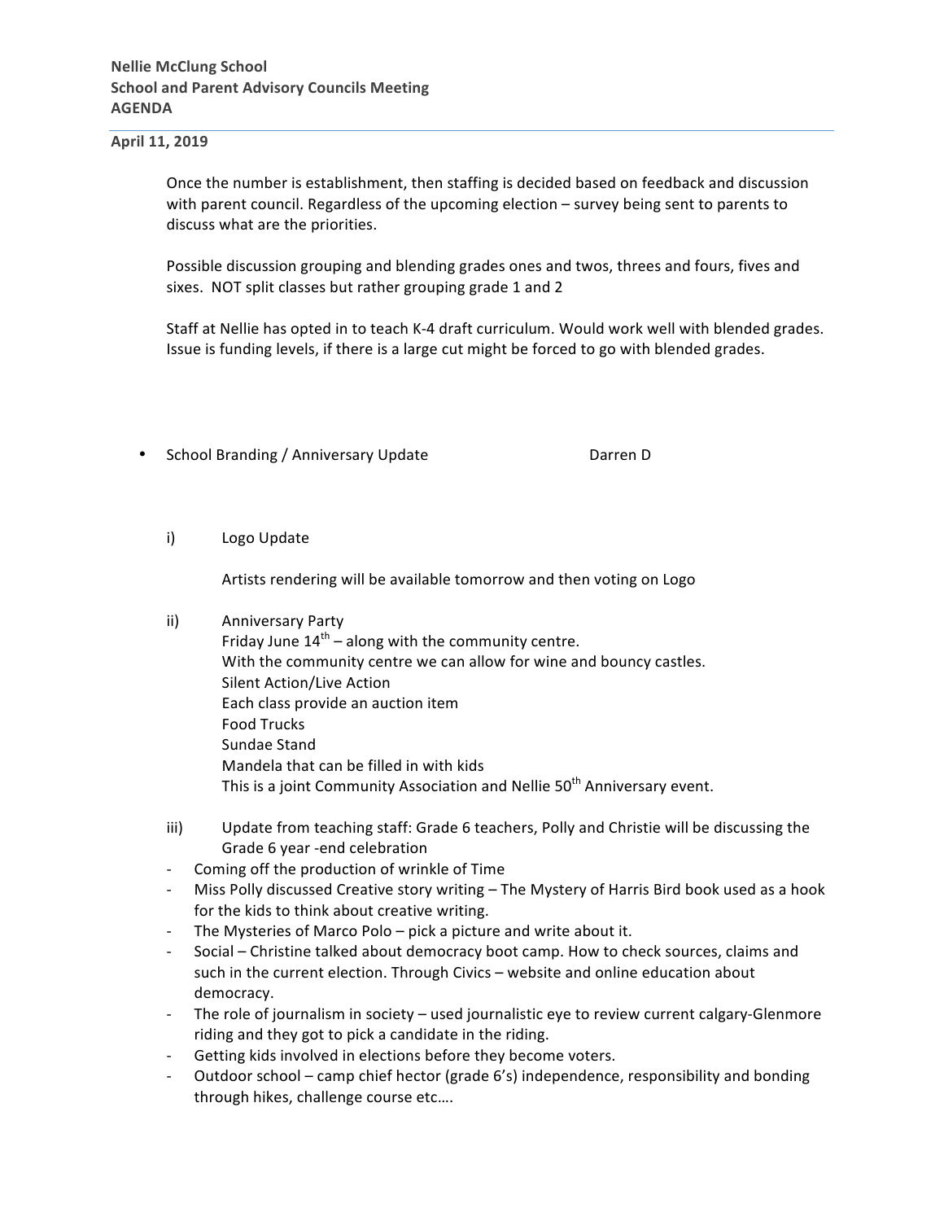**Nellie McClung School**
**School and Parent Advisory Councils Meeting**
**AGENDA**

**April 11, 2019**

Once the number is establishment, then staffing is decided based on feedback and discussion with parent council. Regardless of the upcoming election – survey being sent to parents to discuss what are the priorities.

Possible discussion grouping and blending grades ones and twos, threes and fours, fives and sixes. NOT split classes but rather grouping grade 1 and 2

Staff at Nellie has opted in to teach K-4 draft curriculum. Would work well with blended grades. Issue is funding levels, if there is a large cut might be forced to go with blended grades.

- School Branding / Anniversary Update — Darren D

  i) Logo Update

  Artists rendering will be available tomorrow and then voting on Logo

  ii) Anniversary Party
  Friday June 14th – along with the community centre.
  With the community centre we can allow for wine and bouncy castles.
  Silent Action/Live Action
  Each class provide an auction item
  Food Trucks
  Sundae Stand
  Mandela that can be filled in with kids
  This is a joint Community Association and Nellie 50th Anniversary event.

  iii) Update from teaching staff: Grade 6 teachers, Polly and Christie will be discussing the Grade 6 year -end celebration

- Coming off the production of wrinkle of Time
- Miss Polly discussed Creative story writing – The Mystery of Harris Bird book used as a hook for the kids to think about creative writing.
- The Mysteries of Marco Polo – pick a picture and write about it.
- Social – Christine talked about democracy boot camp. How to check sources, claims and such in the current election. Through Civics – website and online education about democracy.
- The role of journalism in society – used journalistic eye to review current calgary-Glenmore riding and they got to pick a candidate in the riding.
- Getting kids involved in elections before they become voters.
- Outdoor school – camp chief hector (grade 6's) independence, responsibility and bonding through hikes, challenge course etc….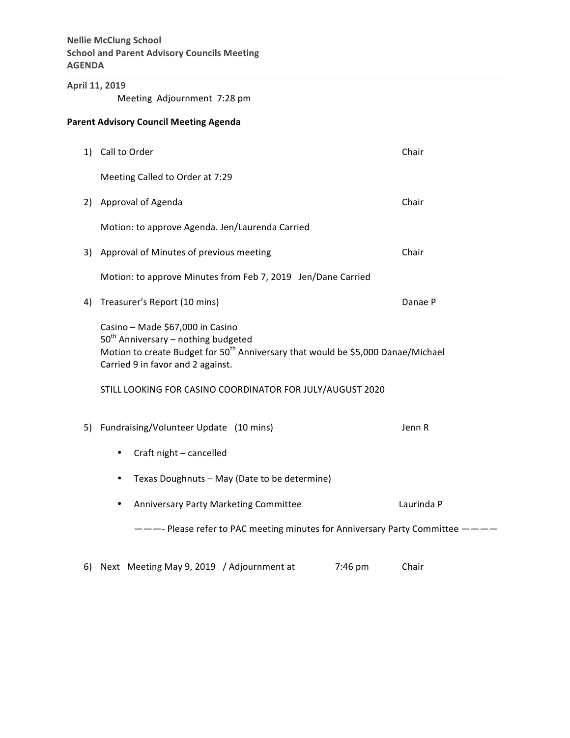**Nellie McClung School**
**School and Parent Advisory Councils Meeting**
**AGENDA**

---

**April 11, 2019**

Meeting Adjournment 7:28 pm

**Parent Advisory Council Meeting Agenda**

1) Call to Order — Chair

   Meeting Called to Order at 7:29

2) Approval of Agenda — Chair

   Motion: to approve Agenda. Jen/Laurenda Carried

3) Approval of Minutes of previous meeting — Chair

   Motion: to approve Minutes from Feb 7, 2019 Jen/Dane Carried

4) Treasurer's Report (10 mins) — Danae P

   Casino – Made $67,000 in Casino
   50th Anniversary – nothing budgeted
   Motion to create Budget for 50th Anniversary that would be $5,000 Danae/Michael Carried 9 in favor and 2 against.

   STILL LOOKING FOR CASINO COORDINATOR FOR JULY/AUGUST 2020

5) Fundraising/Volunteer Update (10 mins) — Jenn R

   - Craft night – cancelled
   - Texas Doughnuts – May (Date to be determine)
   - Anniversary Party Marketing Committee — Laurinda P

   ———- Please refer to PAC meeting minutes for Anniversary Party Committee ————

6) Next Meeting May 9, 2019 / Adjournment at 7:46 pm — Chair